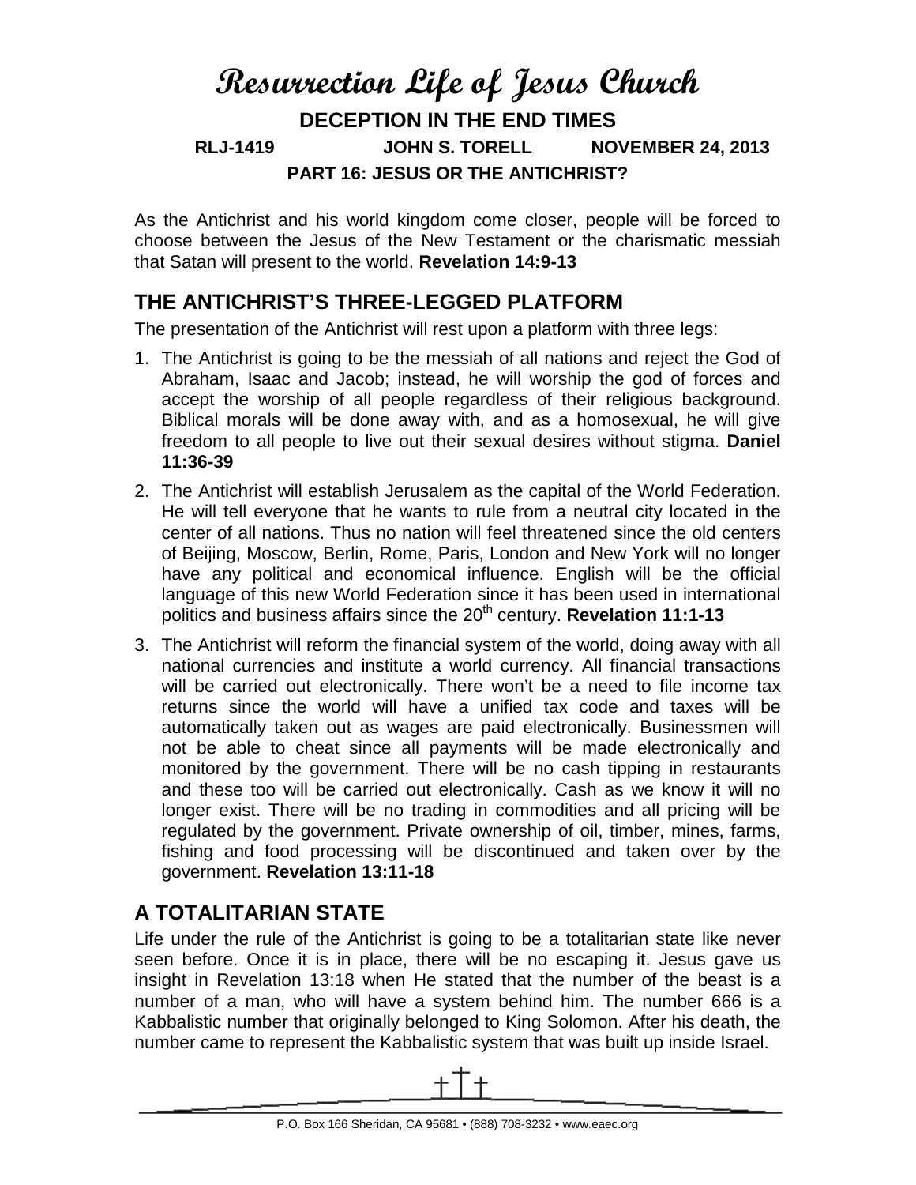# Resurrection Life of Jesus Church

## DECEPTION IN THE END TIMES

**RLJ-1419 JOHN S. TORELL NOVEMBER 24, 2013**

**PART 16: JESUS OR THE ANTICHRIST?**

As the Antichrist and his world kingdom come closer, people will be forced to choose between the Jesus of the New Testament or the charismatic messiah that Satan will present to the world. **Revelation 14:9-13**

## THE ANTICHRIST'S THREE-LEGGED PLATFORM

The presentation of the Antichrist will rest upon a platform with three legs:

1. The Antichrist is going to be the messiah of all nations and reject the God of Abraham, Isaac and Jacob; instead, he will worship the god of forces and accept the worship of all people regardless of their religious background. Biblical morals will be done away with, and as a homosexual, he will give freedom to all people to live out their sexual desires without stigma. **Daniel 11:36-39**
2. The Antichrist will establish Jerusalem as the capital of the World Federation. He will tell everyone that he wants to rule from a neutral city located in the center of all nations. Thus no nation will feel threatened since the old centers of Beijing, Moscow, Berlin, Rome, Paris, London and New York will no longer have any political and economical influence. English will be the official language of this new World Federation since it has been used in international politics and business affairs since the 20th century. **Revelation 11:1-13**
3. The Antichrist will reform the financial system of the world, doing away with all national currencies and institute a world currency. All financial transactions will be carried out electronically. There won't be a need to file income tax returns since the world will have a unified tax code and taxes will be automatically taken out as wages are paid electronically. Businessmen will not be able to cheat since all payments will be made electronically and monitored by the government. There will be no cash tipping in restaurants and these too will be carried out electronically. Cash as we know it will no longer exist. There will be no trading in commodities and all pricing will be regulated by the government. Private ownership of oil, timber, mines, farms, fishing and food processing will be discontinued and taken over by the government. **Revelation 13:11-18**

## A TOTALITARIAN STATE

Life under the rule of the Antichrist is going to be a totalitarian state like never seen before. Once it is in place, there will be no escaping it. Jesus gave us insight in Revelation 13:18 when He stated that the number of the beast is a number of a man, who will have a system behind him. The number 666 is a Kabbalistic number that originally belonged to King Solomon. After his death, the number came to represent the Kabbalistic system that was built up inside Israel.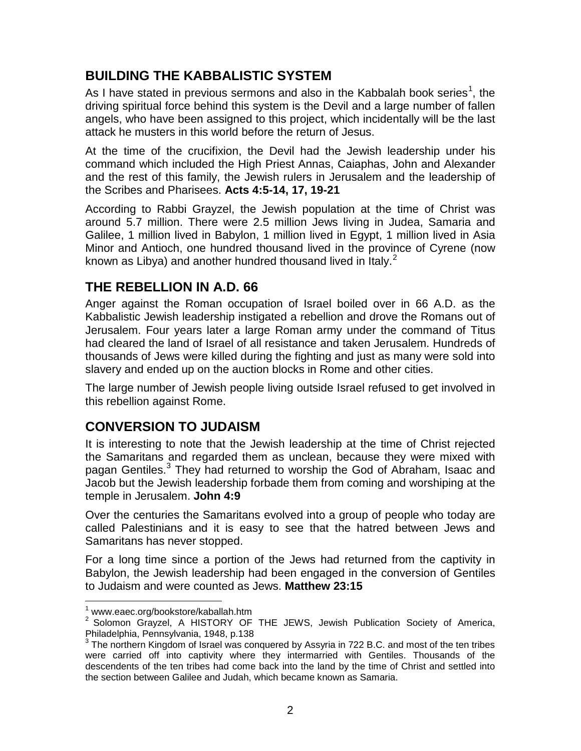## BUILDING THE KABBALISTIC SYSTEM

As I have stated in previous sermons and also in the Kabbalah book series[1], the driving spiritual force behind this system is the Devil and a large number of fallen angels, who have been assigned to this project, which incidentally will be the last attack he musters in this world before the return of Jesus.

At the time of the crucifixion, the Devil had the Jewish leadership under his command which included the High Priest Annas, Caiaphas, John and Alexander and the rest of this family, the Jewish rulers in Jerusalem and the leadership of the Scribes and Pharisees. **Acts 4:5-14, 17, 19-21**

According to Rabbi Grayzel, the Jewish population at the time of Christ was around 5.7 million. There were 2.5 million Jews living in Judea, Samaria and Galilee, 1 million lived in Babylon, 1 million lived in Egypt, 1 million lived in Asia Minor and Antioch, one hundred thousand lived in the province of Cyrene (now known as Libya) and another hundred thousand lived in Italy.[2]

## THE REBELLION IN A.D. 66

Anger against the Roman occupation of Israel boiled over in 66 A.D. as the Kabbalistic Jewish leadership instigated a rebellion and drove the Romans out of Jerusalem. Four years later a large Roman army under the command of Titus had cleared the land of Israel of all resistance and taken Jerusalem. Hundreds of thousands of Jews were killed during the fighting and just as many were sold into slavery and ended up on the auction blocks in Rome and other cities.

The large number of Jewish people living outside Israel refused to get involved in this rebellion against Rome.

## CONVERSION TO JUDAISM

It is interesting to note that the Jewish leadership at the time of Christ rejected the Samaritans and regarded them as unclean, because they were mixed with pagan Gentiles.[3] They had returned to worship the God of Abraham, Isaac and Jacob but the Jewish leadership forbade them from coming and worshiping at the temple in Jerusalem. **John 4:9**

Over the centuries the Samaritans evolved into a group of people who today are called Palestinians and it is easy to see that the hatred between Jews and Samaritans has never stopped.

For a long time since a portion of the Jews had returned from the captivity in Babylon, the Jewish leadership had been engaged in the conversion of Gentiles to Judaism and were counted as Jews. **Matthew 23:15**

---

[1] www.eaec.org/bookstore/kaballah.htm

[2] Solomon Grayzel, A HISTORY OF THE JEWS, Jewish Publication Society of America, Philadelphia, Pennsylvania, 1948, p.138

[3] The northern Kingdom of Israel was conquered by Assyria in 722 B.C. and most of the ten tribes were carried off into captivity where they intermarried with Gentiles. Thousands of the descendents of the ten tribes had come back into the land by the time of Christ and settled into the section between Galilee and Judah, which became known as Samaria.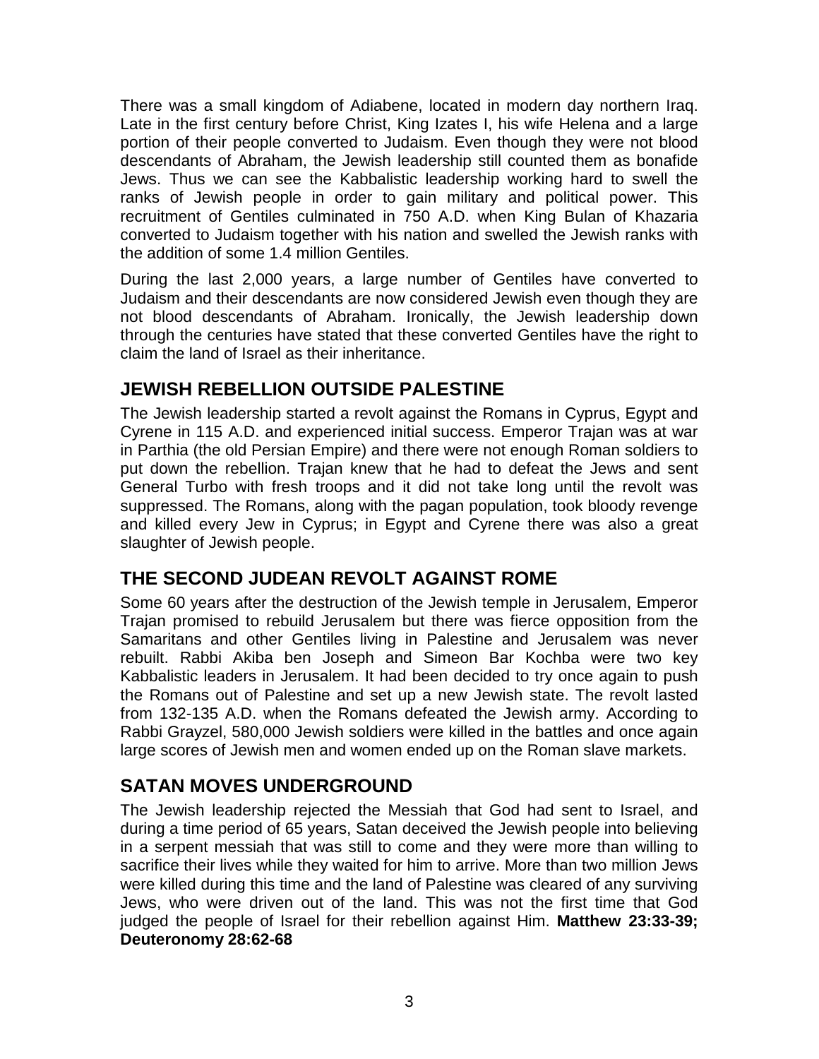There was a small kingdom of Adiabene, located in modern day northern Iraq. Late in the first century before Christ, King Izates I, his wife Helena and a large portion of their people converted to Judaism. Even though they were not blood descendants of Abraham, the Jewish leadership still counted them as bonafide Jews. Thus we can see the Kabbalistic leadership working hard to swell the ranks of Jewish people in order to gain military and political power. This recruitment of Gentiles culminated in 750 A.D. when King Bulan of Khazaria converted to Judaism together with his nation and swelled the Jewish ranks with the addition of some 1.4 million Gentiles.

During the last 2,000 years, a large number of Gentiles have converted to Judaism and their descendants are now considered Jewish even though they are not blood descendants of Abraham. Ironically, the Jewish leadership down through the centuries have stated that these converted Gentiles have the right to claim the land of Israel as their inheritance.

## JEWISH REBELLION OUTSIDE PALESTINE

The Jewish leadership started a revolt against the Romans in Cyprus, Egypt and Cyrene in 115 A.D. and experienced initial success. Emperor Trajan was at war in Parthia (the old Persian Empire) and there were not enough Roman soldiers to put down the rebellion. Trajan knew that he had to defeat the Jews and sent General Turbo with fresh troops and it did not take long until the revolt was suppressed. The Romans, along with the pagan population, took bloody revenge and killed every Jew in Cyprus; in Egypt and Cyrene there was also a great slaughter of Jewish people.

## THE SECOND JUDEAN REVOLT AGAINST ROME

Some 60 years after the destruction of the Jewish temple in Jerusalem, Emperor Trajan promised to rebuild Jerusalem but there was fierce opposition from the Samaritans and other Gentiles living in Palestine and Jerusalem was never rebuilt. Rabbi Akiba ben Joseph and Simeon Bar Kochba were two key Kabbalistic leaders in Jerusalem. It had been decided to try once again to push the Romans out of Palestine and set up a new Jewish state. The revolt lasted from 132-135 A.D. when the Romans defeated the Jewish army. According to Rabbi Grayzel, 580,000 Jewish soldiers were killed in the battles and once again large scores of Jewish men and women ended up on the Roman slave markets.

## SATAN MOVES UNDERGROUND

The Jewish leadership rejected the Messiah that God had sent to Israel, and during a time period of 65 years, Satan deceived the Jewish people into believing in a serpent messiah that was still to come and they were more than willing to sacrifice their lives while they waited for him to arrive. More than two million Jews were killed during this time and the land of Palestine was cleared of any surviving Jews, who were driven out of the land. This was not the first time that God judged the people of Israel for their rebellion against Him. **Matthew 23:33-39; Deuteronomy 28:62-68**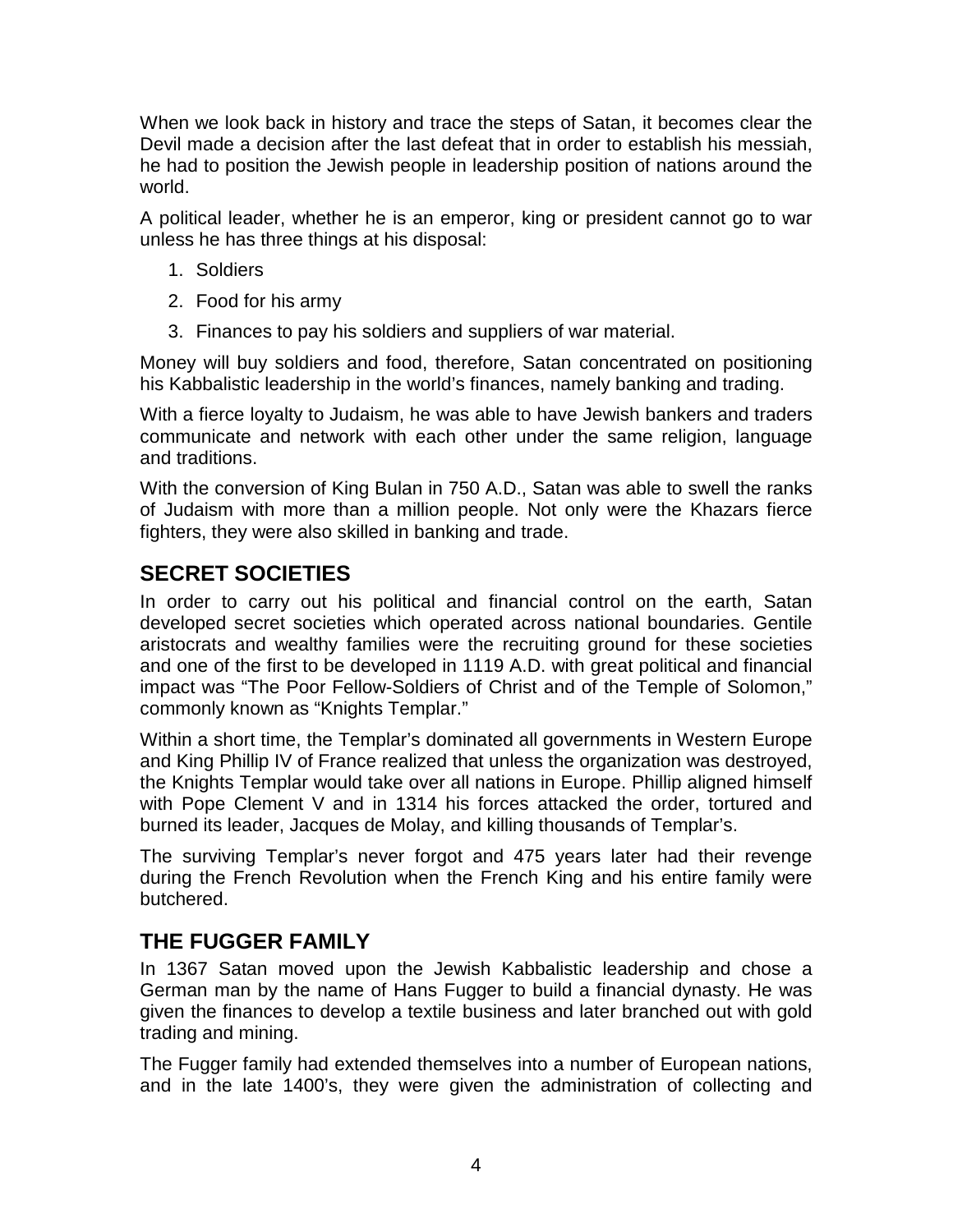When we look back in history and trace the steps of Satan, it becomes clear the Devil made a decision after the last defeat that in order to establish his messiah, he had to position the Jewish people in leadership position of nations around the world.

A political leader, whether he is an emperor, king or president cannot go to war unless he has three things at his disposal:

1. Soldiers
2. Food for his army
3. Finances to pay his soldiers and suppliers of war material.

Money will buy soldiers and food, therefore, Satan concentrated on positioning his Kabbalistic leadership in the world's finances, namely banking and trading.

With a fierce loyalty to Judaism, he was able to have Jewish bankers and traders communicate and network with each other under the same religion, language and traditions.

With the conversion of King Bulan in 750 A.D., Satan was able to swell the ranks of Judaism with more than a million people. Not only were the Khazars fierce fighters, they were also skilled in banking and trade.

## SECRET SOCIETIES

In order to carry out his political and financial control on the earth, Satan developed secret societies which operated across national boundaries. Gentile aristocrats and wealthy families were the recruiting ground for these societies and one of the first to be developed in 1119 A.D. with great political and financial impact was "The Poor Fellow-Soldiers of Christ and of the Temple of Solomon," commonly known as "Knights Templar."

Within a short time, the Templar's dominated all governments in Western Europe and King Phillip IV of France realized that unless the organization was destroyed, the Knights Templar would take over all nations in Europe. Phillip aligned himself with Pope Clement V and in 1314 his forces attacked the order, tortured and burned its leader, Jacques de Molay, and killing thousands of Templar's.

The surviving Templar's never forgot and 475 years later had their revenge during the French Revolution when the French King and his entire family were butchered.

## THE FUGGER FAMILY

In 1367 Satan moved upon the Jewish Kabbalistic leadership and chose a German man by the name of Hans Fugger to build a financial dynasty. He was given the finances to develop a textile business and later branched out with gold trading and mining.

The Fugger family had extended themselves into a number of European nations, and in the late 1400's, they were given the administration of collecting and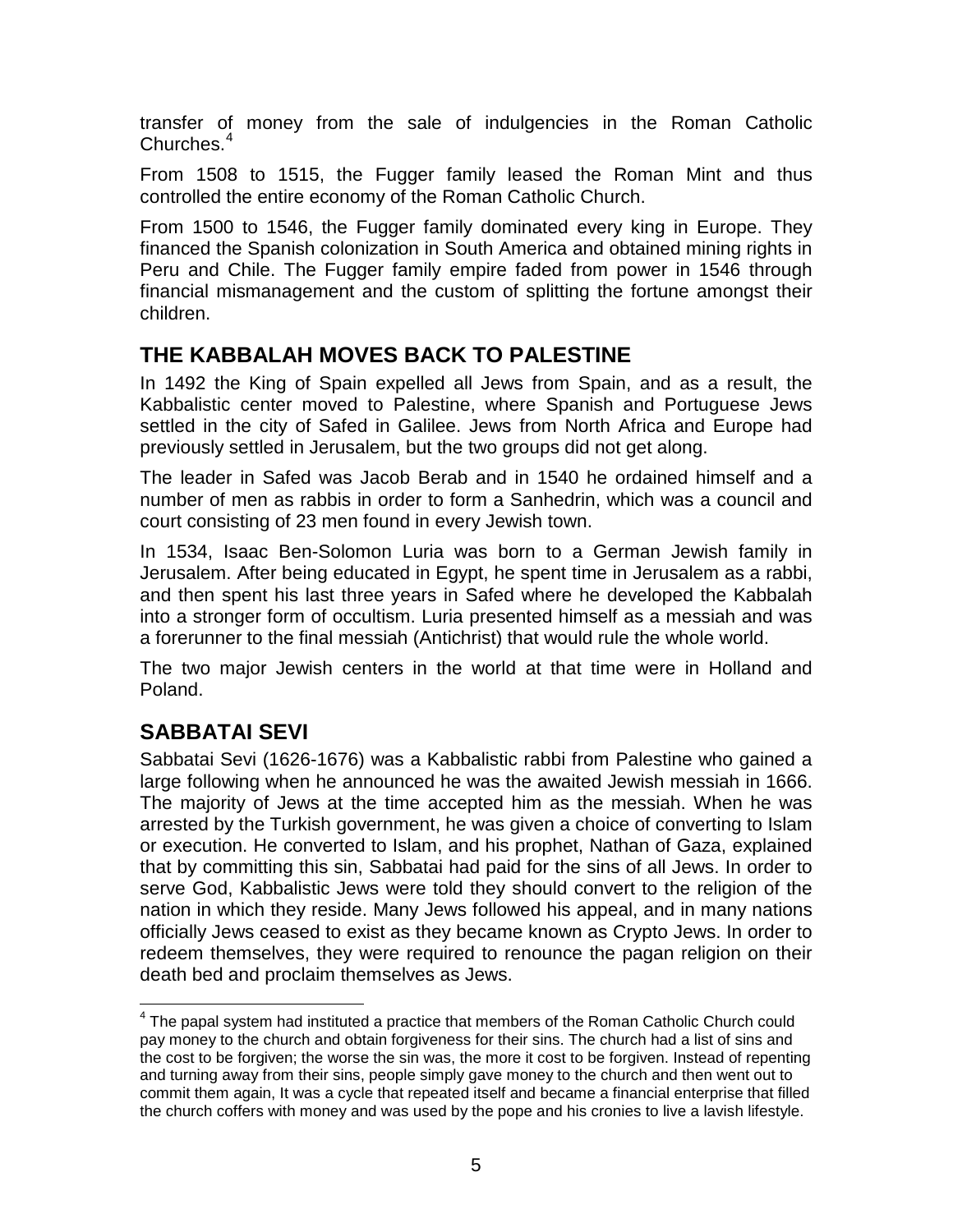transfer of money from the sale of indulgencies in the Roman Catholic Churches.[4]

From 1508 to 1515, the Fugger family leased the Roman Mint and thus controlled the entire economy of the Roman Catholic Church.

From 1500 to 1546, the Fugger family dominated every king in Europe. They financed the Spanish colonization in South America and obtained mining rights in Peru and Chile. The Fugger family empire faded from power in 1546 through financial mismanagement and the custom of splitting the fortune amongst their children.

## THE KABBALAH MOVES BACK TO PALESTINE

In 1492 the King of Spain expelled all Jews from Spain, and as a result, the Kabbalistic center moved to Palestine, where Spanish and Portuguese Jews settled in the city of Safed in Galilee. Jews from North Africa and Europe had previously settled in Jerusalem, but the two groups did not get along.

The leader in Safed was Jacob Berab and in 1540 he ordained himself and a number of men as rabbis in order to form a Sanhedrin, which was a council and court consisting of 23 men found in every Jewish town.

In 1534, Isaac Ben-Solomon Luria was born to a German Jewish family in Jerusalem. After being educated in Egypt, he spent time in Jerusalem as a rabbi, and then spent his last three years in Safed where he developed the Kabbalah into a stronger form of occultism. Luria presented himself as a messiah and was a forerunner to the final messiah (Antichrist) that would rule the whole world.

The two major Jewish centers in the world at that time were in Holland and Poland.

## SABBATAI SEVI

Sabbatai Sevi (1626-1676) was a Kabbalistic rabbi from Palestine who gained a large following when he announced he was the awaited Jewish messiah in 1666. The majority of Jews at the time accepted him as the messiah. When he was arrested by the Turkish government, he was given a choice of converting to Islam or execution. He converted to Islam, and his prophet, Nathan of Gaza, explained that by committing this sin, Sabbatai had paid for the sins of all Jews. In order to serve God, Kabbalistic Jews were told they should convert to the religion of the nation in which they reside. Many Jews followed his appeal, and in many nations officially Jews ceased to exist as they became known as Crypto Jews. In order to redeem themselves, they were required to renounce the pagan religion on their death bed and proclaim themselves as Jews.

---

[4] The papal system had instituted a practice that members of the Roman Catholic Church could pay money to the church and obtain forgiveness for their sins. The church had a list of sins and the cost to be forgiven; the worse the sin was, the more it cost to be forgiven. Instead of repenting and turning away from their sins, people simply gave money to the church and then went out to commit them again, It was a cycle that repeated itself and became a financial enterprise that filled the church coffers with money and was used by the pope and his cronies to live a lavish lifestyle.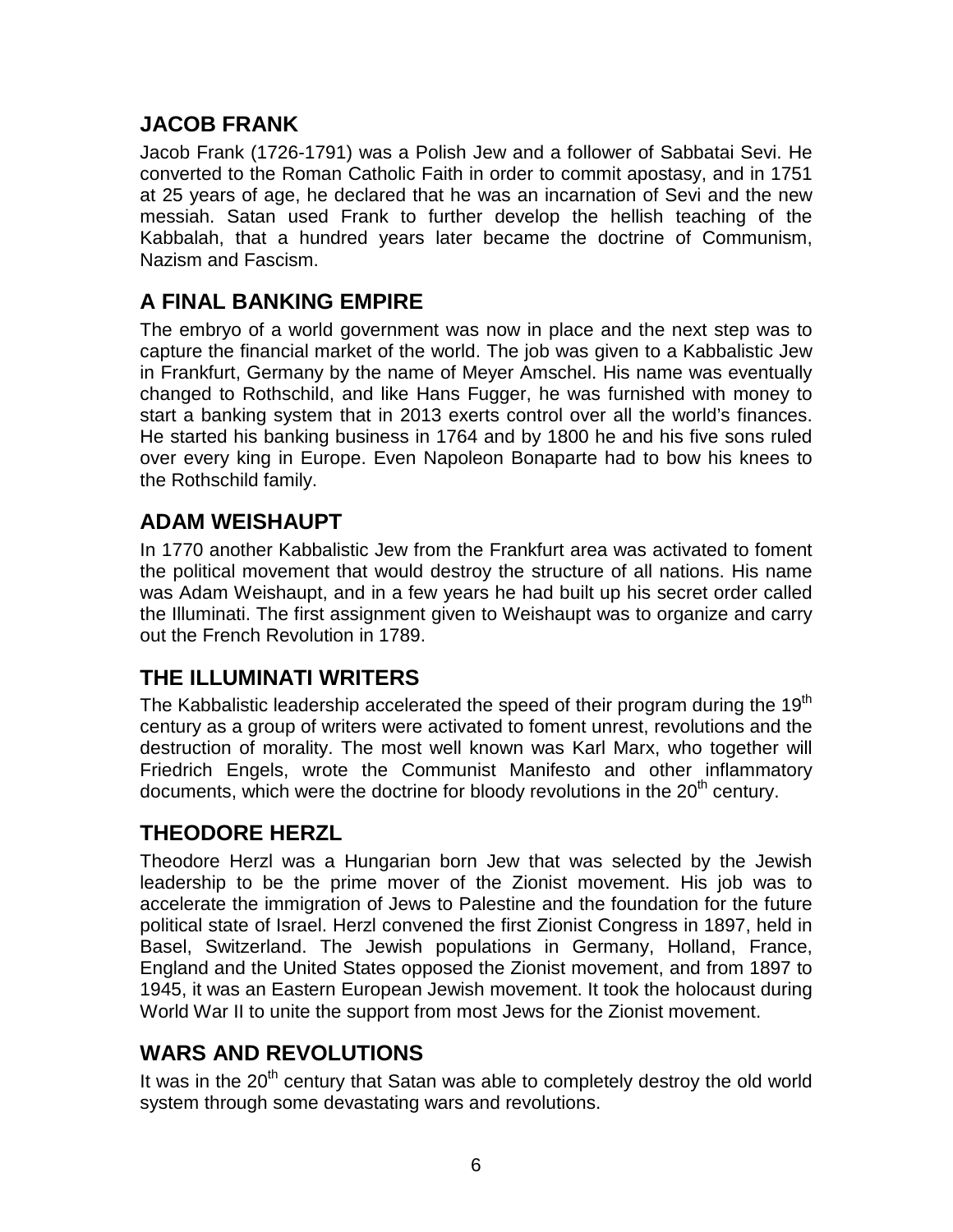## JACOB FRANK

Jacob Frank (1726-1791) was a Polish Jew and a follower of Sabbatai Sevi. He converted to the Roman Catholic Faith in order to commit apostasy, and in 1751 at 25 years of age, he declared that he was an incarnation of Sevi and the new messiah. Satan used Frank to further develop the hellish teaching of the Kabbalah, that a hundred years later became the doctrine of Communism, Nazism and Fascism.

## A FINAL BANKING EMPIRE

The embryo of a world government was now in place and the next step was to capture the financial market of the world. The job was given to a Kabbalistic Jew in Frankfurt, Germany by the name of Meyer Amschel. His name was eventually changed to Rothschild, and like Hans Fugger, he was furnished with money to start a banking system that in 2013 exerts control over all the world's finances. He started his banking business in 1764 and by 1800 he and his five sons ruled over every king in Europe. Even Napoleon Bonaparte had to bow his knees to the Rothschild family.

## ADAM WEISHAUPT

In 1770 another Kabbalistic Jew from the Frankfurt area was activated to foment the political movement that would destroy the structure of all nations. His name was Adam Weishaupt, and in a few years he had built up his secret order called the Illuminati. The first assignment given to Weishaupt was to organize and carry out the French Revolution in 1789.

## THE ILLUMINATI WRITERS

The Kabbalistic leadership accelerated the speed of their program during the 19th century as a group of writers were activated to foment unrest, revolutions and the destruction of morality. The most well known was Karl Marx, who together will Friedrich Engels, wrote the Communist Manifesto and other inflammatory documents, which were the doctrine for bloody revolutions in the 20th century.

## THEODORE HERZL

Theodore Herzl was a Hungarian born Jew that was selected by the Jewish leadership to be the prime mover of the Zionist movement. His job was to accelerate the immigration of Jews to Palestine and the foundation for the future political state of Israel. Herzl convened the first Zionist Congress in 1897, held in Basel, Switzerland. The Jewish populations in Germany, Holland, France, England and the United States opposed the Zionist movement, and from 1897 to 1945, it was an Eastern European Jewish movement. It took the holocaust during World War II to unite the support from most Jews for the Zionist movement.

## WARS AND REVOLUTIONS

It was in the 20th century that Satan was able to completely destroy the old world system through some devastating wars and revolutions.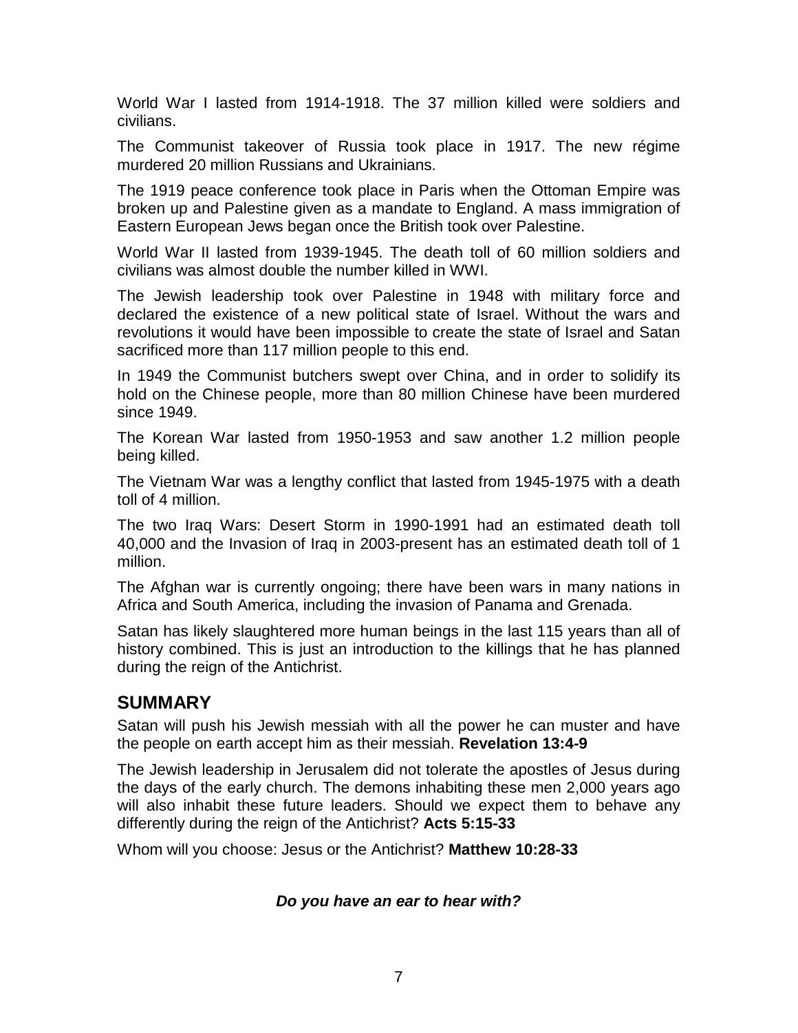World War I lasted from 1914-1918. The 37 million killed were soldiers and civilians.

The Communist takeover of Russia took place in 1917. The new régime murdered 20 million Russians and Ukrainians.

The 1919 peace conference took place in Paris when the Ottoman Empire was broken up and Palestine given as a mandate to England. A mass immigration of Eastern European Jews began once the British took over Palestine.

World War II lasted from 1939-1945. The death toll of 60 million soldiers and civilians was almost double the number killed in WWI.

The Jewish leadership took over Palestine in 1948 with military force and declared the existence of a new political state of Israel. Without the wars and revolutions it would have been impossible to create the state of Israel and Satan sacrificed more than 117 million people to this end.

In 1949 the Communist butchers swept over China, and in order to solidify its hold on the Chinese people, more than 80 million Chinese have been murdered since 1949.

The Korean War lasted from 1950-1953 and saw another 1.2 million people being killed.

The Vietnam War was a lengthy conflict that lasted from 1945-1975 with a death toll of 4 million.

The two Iraq Wars: Desert Storm in 1990-1991 had an estimated death toll 40,000 and the Invasion of Iraq in 2003-present has an estimated death toll of 1 million.

The Afghan war is currently ongoing; there have been wars in many nations in Africa and South America, including the invasion of Panama and Grenada.

Satan has likely slaughtered more human beings in the last 115 years than all of history combined. This is just an introduction to the killings that he has planned during the reign of the Antichrist.

## SUMMARY

Satan will push his Jewish messiah with all the power he can muster and have the people on earth accept him as their messiah. **Revelation 13:4-9**

The Jewish leadership in Jerusalem did not tolerate the apostles of Jesus during the days of the early church. The demons inhabiting these men 2,000 years ago will also inhabit these future leaders. Should we expect them to behave any differently during the reign of the Antichrist? **Acts 5:15-33**

Whom will you choose: Jesus or the Antichrist? **Matthew 10:28-33**

***Do you have an ear to hear with?***